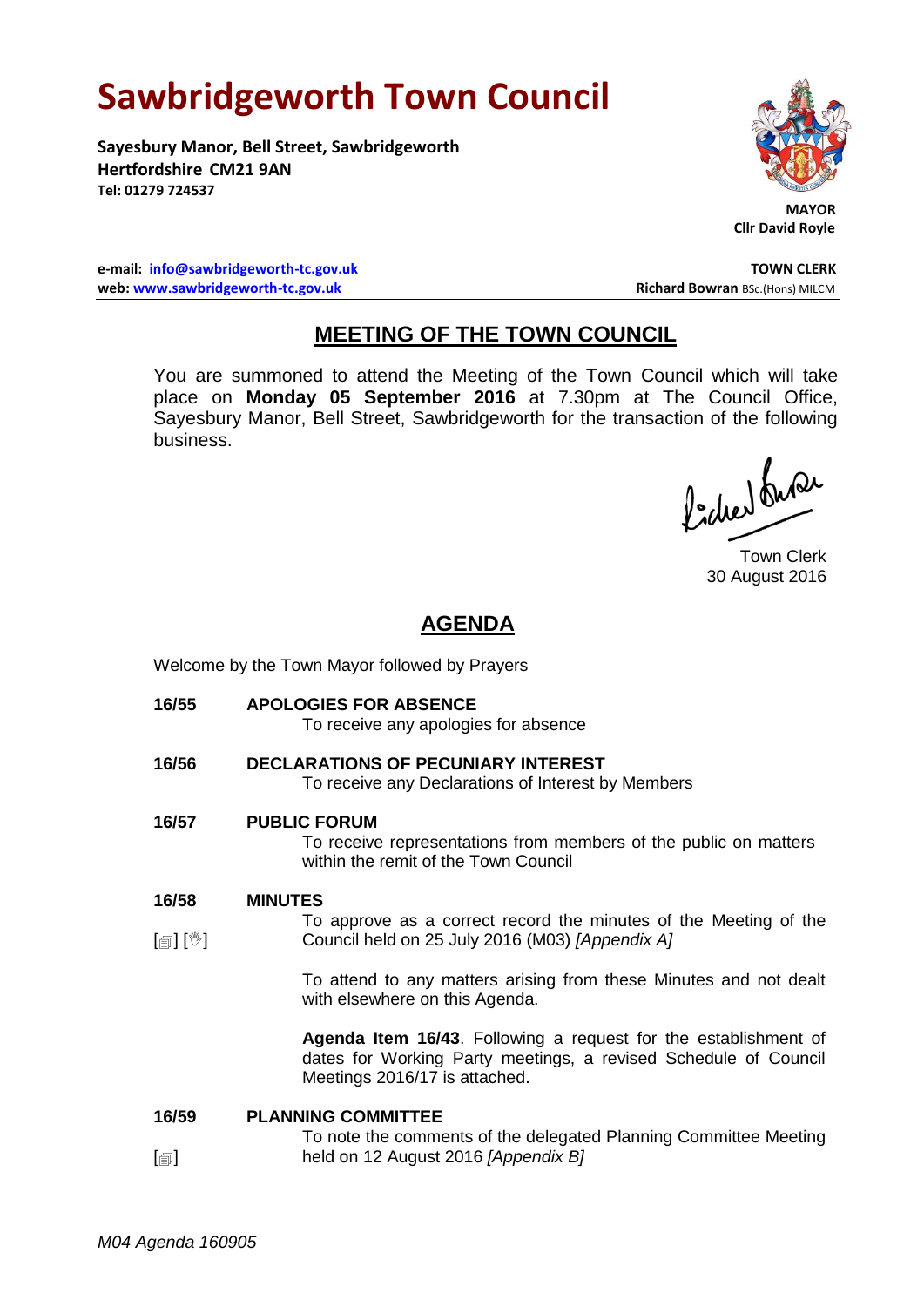# Sawbridgeworth Town Council

**Sayesbury Manor, Bell Street, Sawbridgeworth**
**Hertfordshire CM21 9AN**
**Tel: 01279 724537**

**MAYOR**
**Cllr David Royle**

**e-mail: info@sawbridgeworth-tc.gov.uk**
**web: www.sawbridgeworth-tc.gov.uk**

**TOWN CLERK**
**Richard Bowran** BSc.(Hons) MILCM

## MEETING OF THE TOWN COUNCIL

You are summoned to attend the Meeting of the Town Council which will take place on **Monday 05 September 2016** at 7.30pm at The Council Office, Sayesbury Manor, Bell Street, Sawbridgeworth for the transaction of the following business.

Town Clerk
30 August 2016

## AGENDA

Welcome by the Town Mayor followed by Prayers

**16/55 APOLOGIES FOR ABSENCE**

To receive any apologies for absence

**16/56 DECLARATIONS OF PECUNIARY INTEREST**

To receive any Declarations of Interest by Members

**16/57 PUBLIC FORUM**

To receive representations from members of the public on matters within the remit of the Town Council

**16/58 MINUTES**

[🗐] [🖑] To approve as a correct record the minutes of the Meeting of the Council held on 25 July 2016 (M03) *[Appendix A]*

To attend to any matters arising from these Minutes and not dealt with elsewhere on this Agenda.

**Agenda Item 16/43**. Following a request for the establishment of dates for Working Party meetings, a revised Schedule of Council Meetings 2016/17 is attached.

**16/59 PLANNING COMMITTEE**

[🗐] To note the comments of the delegated Planning Committee Meeting held on 12 August 2016 *[Appendix B]*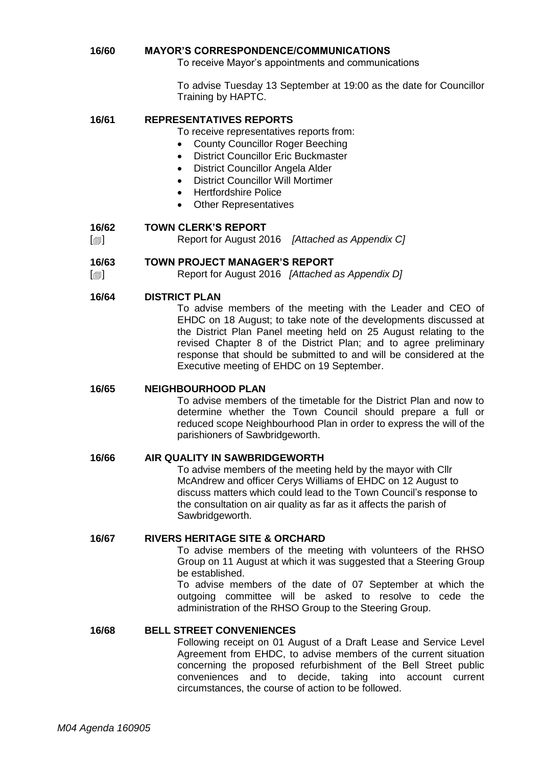**16/60 MAYOR'S CORRESPONDENCE/COMMUNICATIONS**

To receive Mayor's appointments and communications

To advise Tuesday 13 September at 19:00 as the date for Councillor Training by HAPTC.

**16/61 REPRESENTATIVES REPORTS**

To receive representatives reports from:

- County Councillor Roger Beeching
- District Councillor Eric Buckmaster
- District Councillor Angela Alder
- District Councillor Will Mortimer
- Hertfordshire Police
- Other Representatives

**16/62 TOWN CLERK'S REPORT**

[🗐] Report for August 2016 *[Attached as Appendix C]*

**16/63 TOWN PROJECT MANAGER'S REPORT**

[🗐] Report for August 2016 *[Attached as Appendix D]*

**16/64 DISTRICT PLAN**

To advise members of the meeting with the Leader and CEO of EHDC on 18 August; to take note of the developments discussed at the District Plan Panel meeting held on 25 August relating to the revised Chapter 8 of the District Plan; and to agree preliminary response that should be submitted to and will be considered at the Executive meeting of EHDC on 19 September.

**16/65 NEIGHBOURHOOD PLAN**

To advise members of the timetable for the District Plan and now to determine whether the Town Council should prepare a full or reduced scope Neighbourhood Plan in order to express the will of the parishioners of Sawbridgeworth.

**16/66 AIR QUALITY IN SAWBRIDGEWORTH**

To advise members of the meeting held by the mayor with Cllr McAndrew and officer Cerys Williams of EHDC on 12 August to discuss matters which could lead to the Town Council's response to the consultation on air quality as far as it affects the parish of Sawbridgeworth.

**16/67 RIVERS HERITAGE SITE & ORCHARD**

To advise members of the meeting with volunteers of the RHSO Group on 11 August at which it was suggested that a Steering Group be established.

To advise members of the date of 07 September at which the outgoing committee will be asked to resolve to cede the administration of the RHSO Group to the Steering Group.

**16/68 BELL STREET CONVENIENCES**

Following receipt on 01 August of a Draft Lease and Service Level Agreement from EHDC, to advise members of the current situation concerning the proposed refurbishment of the Bell Street public conveniences and to decide, taking into account current circumstances, the course of action to be followed.

*M04 Agenda 160905*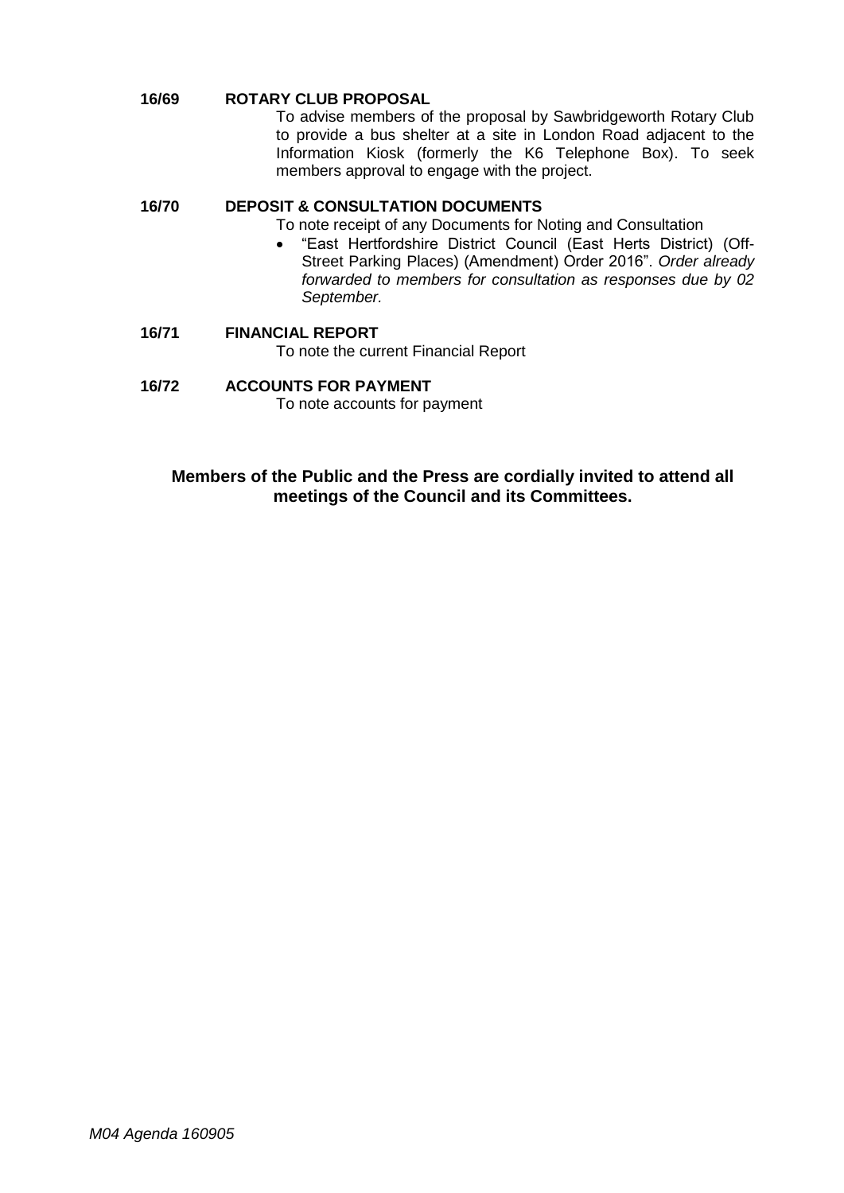**16/69 ROTARY CLUB PROPOSAL**

To advise members of the proposal by Sawbridgeworth Rotary Club to provide a bus shelter at a site in London Road adjacent to the Information Kiosk (formerly the K6 Telephone Box). To seek members approval to engage with the project.

**16/70 DEPOSIT & CONSULTATION DOCUMENTS**

To note receipt of any Documents for Noting and Consultation

- "East Hertfordshire District Council (East Herts District) (Off-Street Parking Places) (Amendment) Order 2016". *Order already forwarded to members for consultation as responses due by 02 September.*

**16/71 FINANCIAL REPORT**

To note the current Financial Report

**16/72 ACCOUNTS FOR PAYMENT**

To note accounts for payment

**Members of the Public and the Press are cordially invited to attend all meetings of the Council and its Committees.**